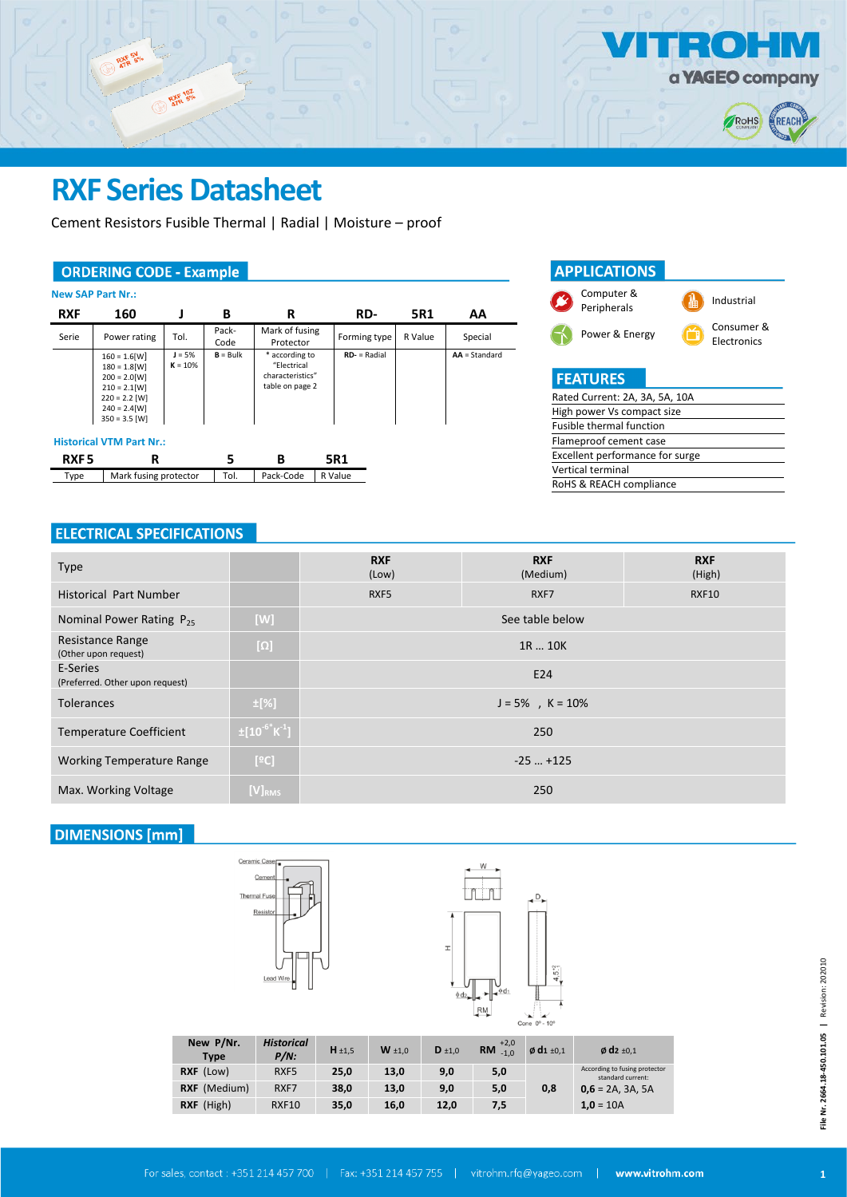VITROHM
a YAGEO company

# RXF Series Datasheet

Cement Resistors Fusible Thermal | Radial | Moisture – proof

## ORDERING CODE - Example

**New SAP Part Nr.:**

| RXF | 160 | J | B | R | RD- | 5R1 | AA |
|---|---|---|---|---|---|---|---|
| Serie | Power rating | Tol. | Pack-Code | Mark of fusing Protector | Forming type | R Value | Special |
| | 160 = 1.6[W]<br>180 = 1.8[W]<br>200 = 2.0[W]<br>210 = 2.1[W]<br>220 = 2.2 [W]<br>240 = 2.4[W]<br>350 = 3.5 [W] | **J** = 5%<br>**K** = 10% | **B** = Bulk | * according to "Electrical characteristics" table on page 2 | **RD-** = Radial | | **AA** = Standard |

**Historical VTM Part Nr.:**

| RXF 5 | R | 5 | B | 5R1 |
|---|---|---|---|---|
| Type | Mark fusing protector | Tol. | Pack-Code | R Value |

## APPLICATIONS

- Computer & Peripherals
- Industrial
- Power & Energy
- Consumer & Electronics

## FEATURES

- Rated Current: 2A, 3A, 5A, 10A
- High power Vs compact size
- Fusible thermal function
- Flameproof cement case
- Excellent performance for surge
- Vertical terminal
- RoHS & REACH compliance

## ELECTRICAL SPECIFICATIONS

| Type | | RXF (Low) | RXF (Medium) | RXF (High) |
|---|---|---|---|---|
| Historical Part Number | | RXF5 | RXF7 | RXF10 |
| Nominal Power Rating $P_{25}$ | [W] | See table below | | |
| Resistance Range (Other upon request) | [Ω] | 1R … 10K | | |
| E-Series (Preferred. Other upon request) | | E24 | | |
| Tolerances | ±[%] | J = 5% , K = 10% | | |
| Temperature Coefficient | $\pm[10^{-6} K^{-1}]$ | 250 | | |
| Working Temperature Range | [ºC] | -25 … +125 | | |
| Max. Working Voltage | $[V]_{RMS}$ | 250 | | |

## DIMENSIONS [mm]

Ceramic Case, Cement, Thermal Fuse, Resistor, Lead Wire

| New P/Nr. Type | *Historical P/N:* | H ±1,5 | W ±1,0 | D ±1,0 | RM $^{+2,0}_{-1,0}$ | ø d1 ±0,1 | ø d2 ±0,1 |
|---|---|---|---|---|---|---|---|
| **RXF** (Low) | RXF5 | **25,0** | **13,0** | **9,0** | **5,0** | **0,8** | According to fusing protector standard current:<br>**0,6** = 2A, 3A, 5A<br>**1,0** = 10A |
| **RXF** (Medium) | RXF7 | **38,0** | **13,0** | **9,0** | **5,0** | | |
| **RXF** (High) | RXF10 | **35,0** | **16,0** | **12,0** | **7,5** | | |

File Nr. 2664.18-450.101.05 | Revision: 202010

For sales, contact : +351 214 457 700 | Fax: +351 214 457 755 | vitrohm.rfq@yageo.com | www.vitrohm.com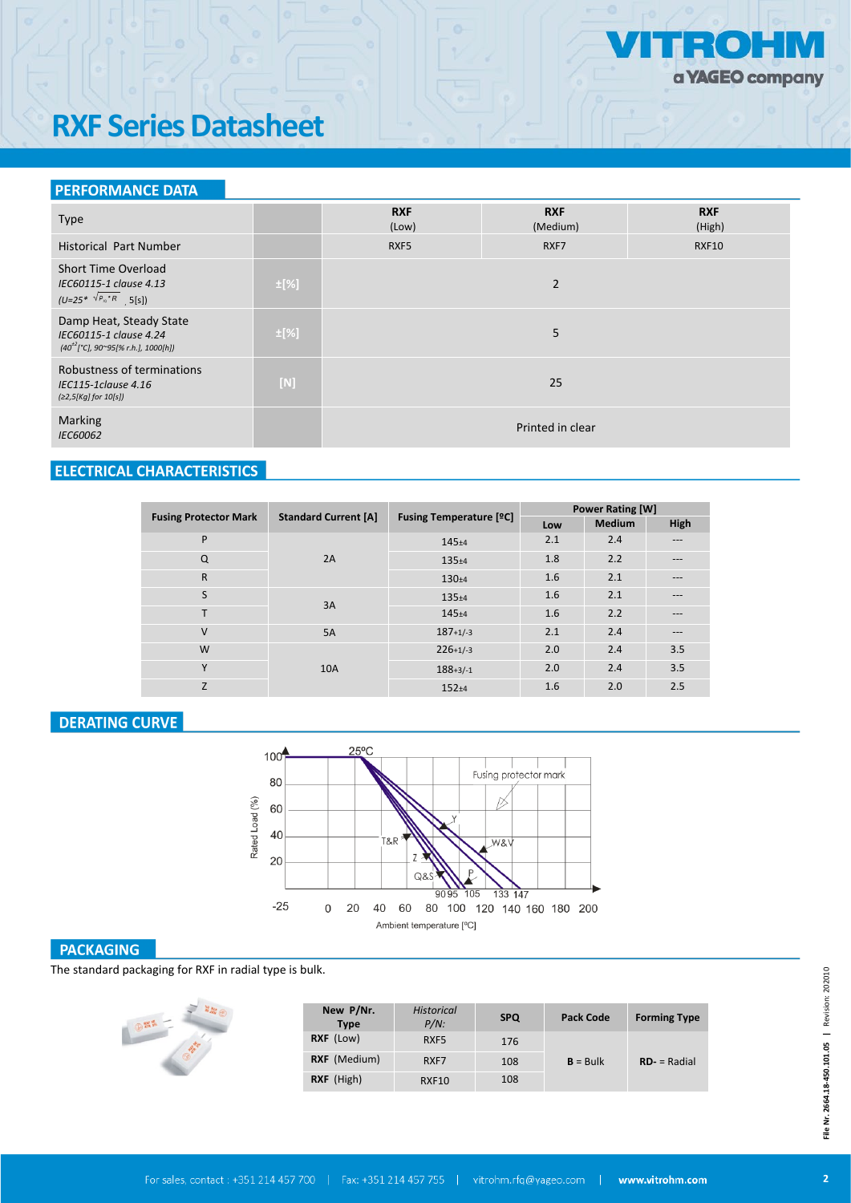# RXF Series Datasheet

## PERFORMANCE DATA

| Type | | RXF (Low) | RXF (Medium) | RXF (High) |
|---|---|---|---|---|
| Historical Part Number | | RXF5 | RXF7 | RXF10 |
| Short Time Overload *IEC60115-1 clause 4.13* *(U=25* $\sqrt{P_{70}*R}$, 5[s])* | ±[%] | 2 | | |
| Damp Heat, Steady State *IEC60115-1 clause 4.24* *(40±2[°C], 90~95[% r.h.], 1000[h])* | ±[%] | 5 | | |
| Robustness of terminations *IEC115-1clause 4.16* *(≥2,5[Kg] for 10[s])* | [N] | 25 | | |
| Marking *IEC60062* | | Printed in clear | | |

## ELECTRICAL CHARACTERISTICS

| Fusing Protector Mark | Standard Current [A] | Fusing Temperature [ºC] | Power Rating [W] | | |
|---|---|---|---|---|---|
| | | | Low | Medium | High |
| P | 2A | 145±4 | 2.1 | 2.4 | --- |
| Q | | 135±4 | 1.8 | 2.2 | --- |
| R | | 130±4 | 1.6 | 2.1 | --- |
| S | 3A | 135±4 | 1.6 | 2.1 | --- |
| T | | 145±4 | 1.6 | 2.2 | --- |
| V | 5A | 187+1/-3 | 2.1 | 2.4 | --- |
| W | 10A | 226+1/-3 | 2.0 | 2.4 | 3.5 |
| Y | | 188+3/-1 | 2.0 | 2.4 | 3.5 |
| Z | | 152±4 | 1.6 | 2.0 | 2.5 |

## DERATING CURVE

25ºC
Fusing protector mark
Y
T&R
W&V
Z
Q&S
P
Rated Load (%)
100
80
60
40
20
-25
0 20 40 60 80 100 120 140 160 180 200
90 95 105 133 147
Ambient temperature [ºC]

## PACKAGING

The standard packaging for RXF in radial type is bulk.

| New P/Nr. Type | *Historical P/N:* | SPQ | Pack Code | Forming Type |
|---|---|---|---|---|
| **RXF** (Low) | RXF5 | 176 | **B** = Bulk | **RD-** = Radial |
| **RXF** (Medium) | RXF7 | 108 | | |
| **RXF** (High) | RXF10 | 108 | | |

File Nr. 2664.18-450.101.05 | Revision: 202010

For sales, contact : +351 214 457 700 | Fax: +351 214 457 755 | vitrohm.rfq@yageo.com | www.vitrohm.com